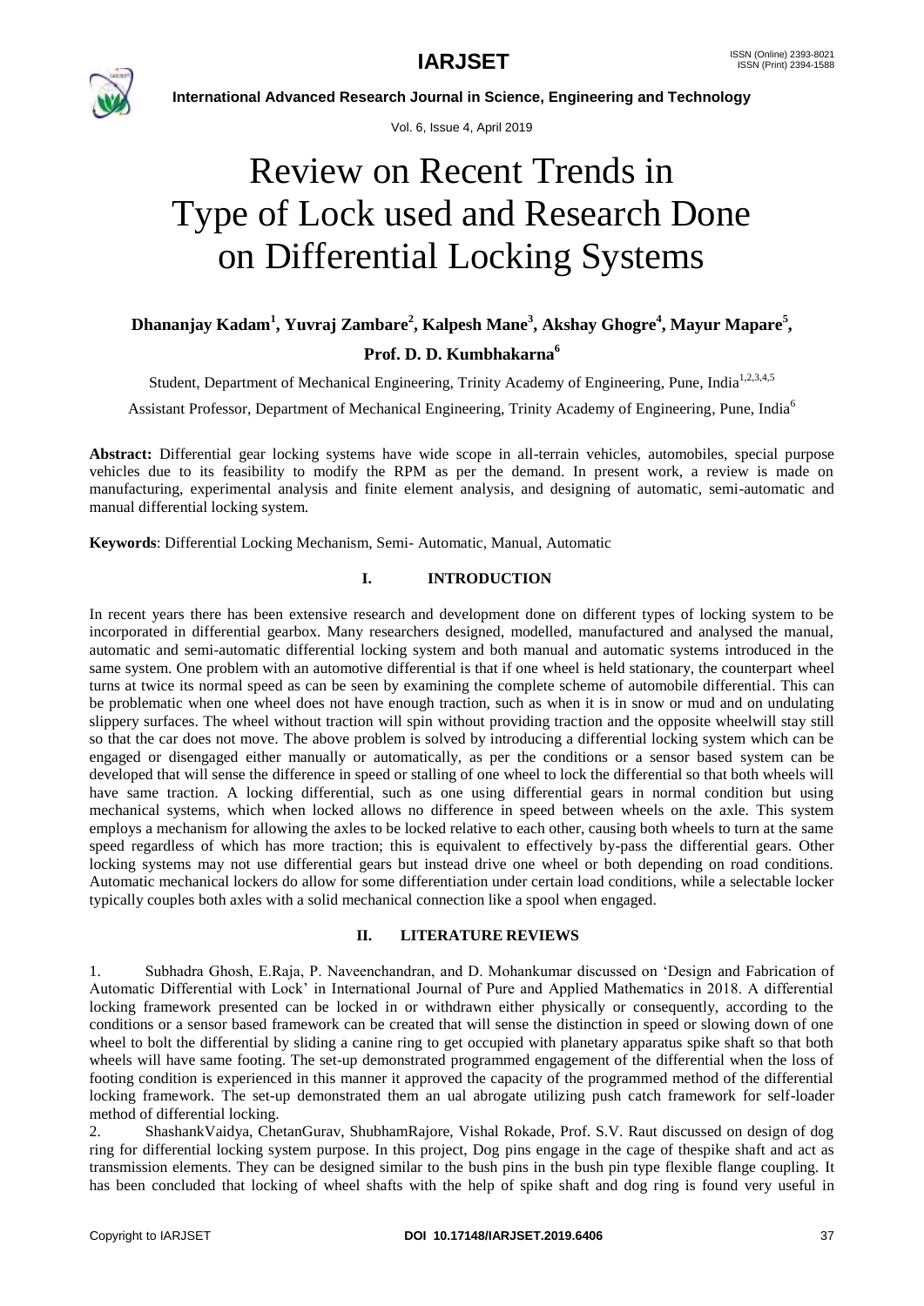# Review on Recent Trends in Type of Lock used and Research Done on Differential Locking Systems

**Dhananjay Kadam[1], Yuvraj Zambare[2], Kalpesh Mane[3], Akshay Ghogre[4], Mayur Mapare[5], Prof. D. D. Kumbhakarna[6]**

Student, Department of Mechanical Engineering, Trinity Academy of Engineering, Pune, India[1,2,3,4,5]

Assistant Professor, Department of Mechanical Engineering, Trinity Academy of Engineering, Pune, India[6]

**Abstract:** Differential gear locking systems have wide scope in all-terrain vehicles, automobiles, special purpose vehicles due to its feasibility to modify the RPM as per the demand. In present work, a review is made on manufacturing, experimental analysis and finite element analysis, and designing of automatic, semi-automatic and manual differential locking system.

**Keywords**: Differential Locking Mechanism, Semi- Automatic, Manual, Automatic

## I. INTRODUCTION

In recent years there has been extensive research and development done on different types of locking system to be incorporated in differential gearbox. Many researchers designed, modelled, manufactured and analysed the manual, automatic and semi-automatic differential locking system and both manual and automatic systems introduced in the same system. One problem with an automotive differential is that if one wheel is held stationary, the counterpart wheel turns at twice its normal speed as can be seen by examining the complete scheme of automobile differential. This can be problematic when one wheel does not have enough traction, such as when it is in snow or mud and on undulating slippery surfaces. The wheel without traction will spin without providing traction and the opposite wheelwill stay still so that the car does not move. The above problem is solved by introducing a differential locking system which can be engaged or disengaged either manually or automatically, as per the conditions or a sensor based system can be developed that will sense the difference in speed or stalling of one wheel to lock the differential so that both wheels will have same traction. A locking differential, such as one using differential gears in normal condition but using mechanical systems, which when locked allows no difference in speed between wheels on the axle. This system employs a mechanism for allowing the axles to be locked relative to each other, causing both wheels to turn at the same speed regardless of which has more traction; this is equivalent to effectively by-pass the differential gears. Other locking systems may not use differential gears but instead drive one wheel or both depending on road conditions. Automatic mechanical lockers do allow for some differentiation under certain load conditions, while a selectable locker typically couples both axles with a solid mechanical connection like a spool when engaged.

## II. LITERATURE REVIEWS

1. Subhadra Ghosh, E.Raja, P. Naveenchandran, and D. Mohankumar discussed on 'Design and Fabrication of Automatic Differential with Lock' in International Journal of Pure and Applied Mathematics in 2018. A differential locking framework presented can be locked in or withdrawn either physically or consequently, according to the conditions or a sensor based framework can be created that will sense the distinction in speed or slowing down of one wheel to bolt the differential by sliding a canine ring to get occupied with planetary apparatus spike shaft so that both wheels will have same footing. The set-up demonstrated programmed engagement of the differential when the loss of footing condition is experienced in this manner it approved the capacity of the programmed method of the differential locking framework. The set-up demonstrated them an ual abrogate utilizing push catch framework for self-loader method of differential locking.

2. ShashankVaidya, ChetanGurav, ShubhamRajore, Vishal Rokade, Prof. S.V. Raut discussed on design of dog ring for differential locking system purpose. In this project, Dog pins engage in the cage of thespike shaft and act as transmission elements. They can be designed similar to the bush pins in the bush pin type flexible flange coupling. It has been concluded that locking of wheel shafts with the help of spike shaft and dog ring is found very useful in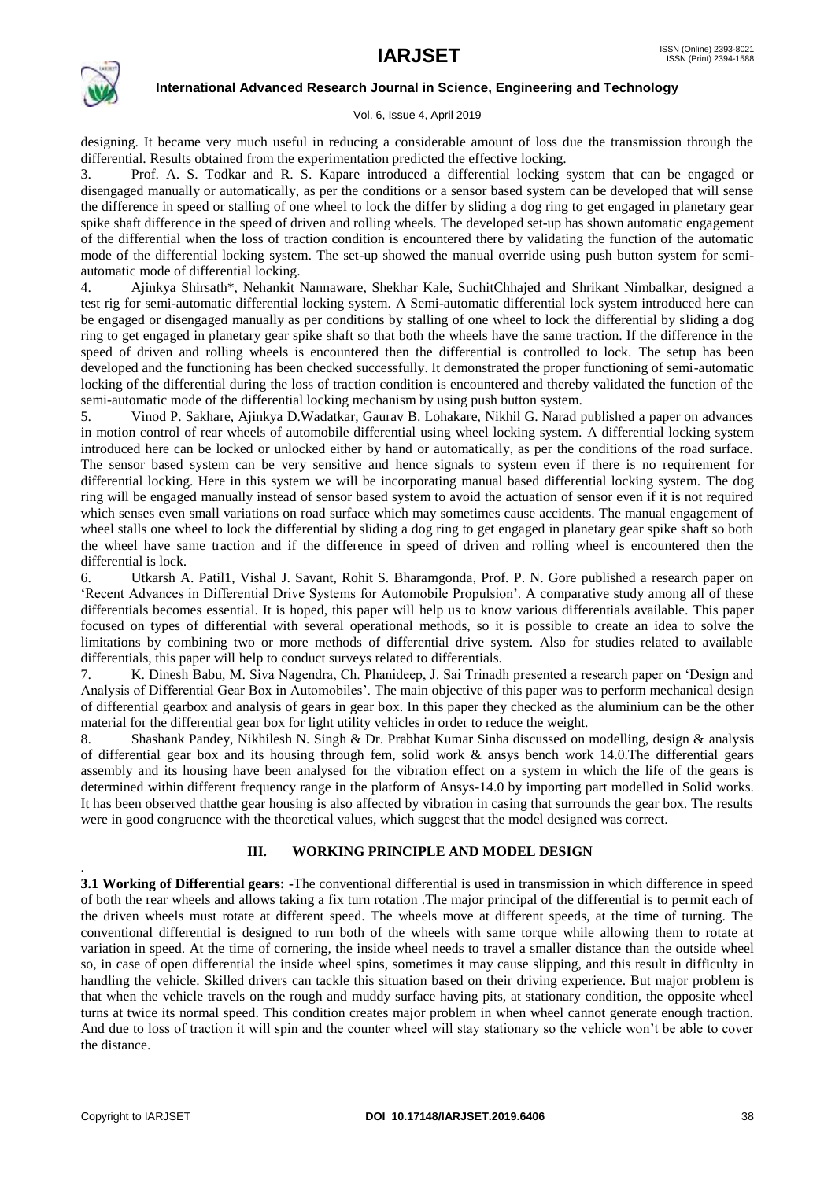designing. It became very much useful in reducing a considerable amount of loss due the transmission through the differential. Results obtained from the experimentation predicted the effective locking.

3. Prof. A. S. Todkar and R. S. Kapare introduced a differential locking system that can be engaged or disengaged manually or automatically, as per the conditions or a sensor based system can be developed that will sense the difference in speed or stalling of one wheel to lock the differ by sliding a dog ring to get engaged in planetary gear spike shaft difference in the speed of driven and rolling wheels. The developed set-up has shown automatic engagement of the differential when the loss of traction condition is encountered there by validating the function of the automatic mode of the differential locking system. The set-up showed the manual override using push button system for semi-automatic mode of differential locking.

4. Ajinkya Shirsath*, Nehankit Nannaware, Shekhar Kale, SuchitChhajed and Shrikant Nimbalkar, designed a test rig for semi-automatic differential locking system. A Semi-automatic differential lock system introduced here can be engaged or disengaged manually as per conditions by stalling of one wheel to lock the differential by sliding a dog ring to get engaged in planetary gear spike shaft so that both the wheels have the same traction. If the difference in the speed of driven and rolling wheels is encountered then the differential is controlled to lock. The setup has been developed and the functioning has been checked successfully. It demonstrated the proper functioning of semi-automatic locking of the differential during the loss of traction condition is encountered and thereby validated the function of the semi-automatic mode of the differential locking mechanism by using push button system.

5. Vinod P. Sakhare, Ajinkya D.Wadatkar, Gaurav B. Lohakare, Nikhil G. Narad published a paper on advances in motion control of rear wheels of automobile differential using wheel locking system. A differential locking system introduced here can be locked or unlocked either by hand or automatically, as per the conditions of the road surface. The sensor based system can be very sensitive and hence signals to system even if there is no requirement for differential locking. Here in this system we will be incorporating manual based differential locking system. The dog ring will be engaged manually instead of sensor based system to avoid the actuation of sensor even if it is not required which senses even small variations on road surface which may sometimes cause accidents. The manual engagement of wheel stalls one wheel to lock the differential by sliding a dog ring to get engaged in planetary gear spike shaft so both the wheel have same traction and if the difference in speed of driven and rolling wheel is encountered then the differential is lock.

6. Utkarsh A. Patil1, Vishal J. Savant, Rohit S. Bharamgonda, Prof. P. N. Gore published a research paper on 'Recent Advances in Differential Drive Systems for Automobile Propulsion'. A comparative study among all of these differentials becomes essential. It is hoped, this paper will help us to know various differentials available. This paper focused on types of differential with several operational methods, so it is possible to create an idea to solve the limitations by combining two or more methods of differential drive system. Also for studies related to available differentials, this paper will help to conduct surveys related to differentials.

7. K. Dinesh Babu, M. Siva Nagendra, Ch. Phanideep, J. Sai Trinadh presented a research paper on 'Design and Analysis of Differential Gear Box in Automobiles'. The main objective of this paper was to perform mechanical design of differential gearbox and analysis of gears in gear box. In this paper they checked as the aluminium can be the other material for the differential gear box for light utility vehicles in order to reduce the weight.

8. Shashank Pandey, Nikhilesh N. Singh & Dr. Prabhat Kumar Sinha discussed on modelling, design & analysis of differential gear box and its housing through fem, solid work & ansys bench work 14.0.The differential gears assembly and its housing have been analysed for the vibration effect on a system in which the life of the gears is determined within different frequency range in the platform of Ansys-14.0 by importing part modelled in Solid works. It has been observed thatthe gear housing is also affected by vibration in casing that surrounds the gear box. The results were in good congruence with the theoretical values, which suggest that the model designed was correct.

## III. WORKING PRINCIPLE AND MODEL DESIGN

**3.1 Working of Differential gears: -**The conventional differential is used in transmission in which difference in speed of both the rear wheels and allows taking a fix turn rotation .The major principal of the differential is to permit each of the driven wheels must rotate at different speed. The wheels move at different speeds, at the time of turning. The conventional differential is designed to run both of the wheels with same torque while allowing them to rotate at variation in speed. At the time of cornering, the inside wheel needs to travel a smaller distance than the outside wheel so, in case of open differential the inside wheel spins, sometimes it may cause slipping, and this result in difficulty in handling the vehicle. Skilled drivers can tackle this situation based on their driving experience. But major problem is that when the vehicle travels on the rough and muddy surface having pits, at stationary condition, the opposite wheel turns at twice its normal speed. This condition creates major problem in when wheel cannot generate enough traction. And due to loss of traction it will spin and the counter wheel will stay stationary so the vehicle won't be able to cover the distance.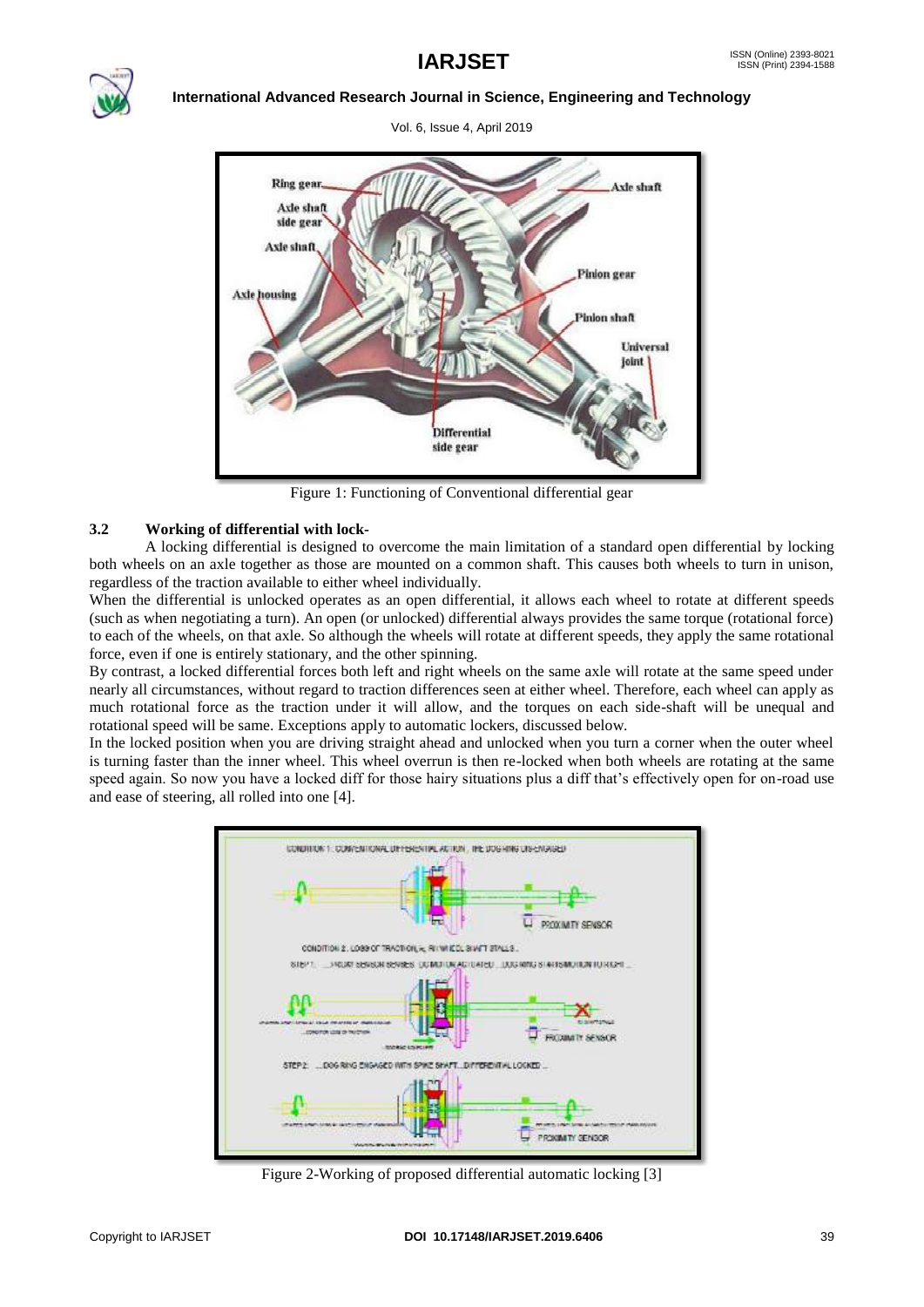Figure 1: Functioning of Conventional differential gear

### 3.2 Working of differential with lock-

A locking differential is designed to overcome the main limitation of a standard open differential by locking both wheels on an axle together as those are mounted on a common shaft. This causes both wheels to turn in unison, regardless of the traction available to either wheel individually.

When the differential is unlocked operates as an open differential, it allows each wheel to rotate at different speeds (such as when negotiating a turn). An open (or unlocked) differential always provides the same torque (rotational force) to each of the wheels, on that axle. So although the wheels will rotate at different speeds, they apply the same rotational force, even if one is entirely stationary, and the other spinning.

By contrast, a locked differential forces both left and right wheels on the same axle will rotate at the same speed under nearly all circumstances, without regard to traction differences seen at either wheel. Therefore, each wheel can apply as much rotational force as the traction under it will allow, and the torques on each side-shaft will be unequal and rotational speed will be same. Exceptions apply to automatic lockers, discussed below.

In the locked position when you are driving straight ahead and unlocked when you turn a corner when the outer wheel is turning faster than the inner wheel. This wheel overrun is then re-locked when both wheels are rotating at the same speed again. So now you have a locked diff for those hairy situations plus a diff that's effectively open for on-road use and ease of steering, all rolled into one [4].

Figure 2-Working of proposed differential automatic locking [3]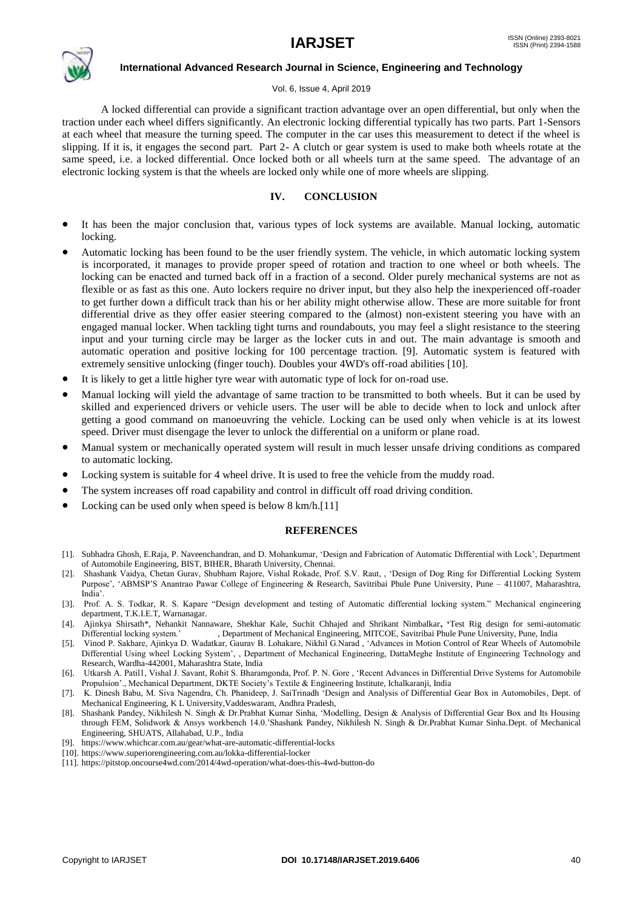A locked differential can provide a significant traction advantage over an open differential, but only when the traction under each wheel differs significantly. An electronic locking differential typically has two parts. Part 1-Sensors at each wheel that measure the turning speed. The computer in the car uses this measurement to detect if the wheel is slipping. If it is, it engages the second part. Part 2- A clutch or gear system is used to make both wheels rotate at the same speed, i.e. a locked differential. Once locked both or all wheels turn at the same speed. The advantage of an electronic locking system is that the wheels are locked only while one of more wheels are slipping.

## IV. CONCLUSION

- It has been the major conclusion that, various types of lock systems are available. Manual locking, automatic locking.
- Automatic locking has been found to be the user friendly system. The vehicle, in which automatic locking system is incorporated, it manages to provide proper speed of rotation and traction to one wheel or both wheels. The locking can be enacted and turned back off in a fraction of a second. Older purely mechanical systems are not as flexible or as fast as this one. Auto lockers require no driver input, but they also help the inexperienced off-roader to get further down a difficult track than his or her ability might otherwise allow. These are more suitable for front differential drive as they offer easier steering compared to the (almost) non-existent steering you have with an engaged manual locker. When tackling tight turns and roundabouts, you may feel a slight resistance to the steering input and your turning circle may be larger as the locker cuts in and out. The main advantage is smooth and automatic operation and positive locking for 100 percentage traction. [9]. Automatic system is featured with extremely sensitive unlocking (finger touch). Doubles your 4WD's off-road abilities [10].
- It is likely to get a little higher tyre wear with automatic type of lock for on-road use.
- Manual locking will yield the advantage of same traction to be transmitted to both wheels. But it can be used by skilled and experienced drivers or vehicle users. The user will be able to decide when to lock and unlock after getting a good command on manoeuvring the vehicle. Locking can be used only when vehicle is at its lowest speed. Driver must disengage the lever to unlock the differential on a uniform or plane road.
- Manual system or mechanically operated system will result in much lesser unsafe driving conditions as compared to automatic locking.
- Locking system is suitable for 4 wheel drive. It is used to free the vehicle from the muddy road.
- The system increases off road capability and control in difficult off road driving condition.
- Locking can be used only when speed is below 8 km/h.[11]

## REFERENCES

[1]. Subhadra Ghosh, E.Raja, P. Naveenchandran, and D. Mohankumar, 'Design and Fabrication of Automatic Differential with Lock', Department of Automobile Engineering, BIST, BIHER, Bharath University, Chennai.

[2]. Shashank Vaidya, Chetan Gurav, Shubham Rajore, Vishal Rokade, Prof. S.V. Raut, , 'Design of Dog Ring for Differential Locking System Purpose', 'ABMSP'S Anantrao Pawar College of Engineering & Research, Savitribai Phule Pune University, Pune – 411007, Maharashtra, India'.

[3]. Prof. A. S. Todkar, R. S. Kapare "Design development and testing of Automatic differential locking system." Mechanical engineering department, T.K.I.E.T, Warnanagar.

[4]. Ajinkya Shirsath*, Nehankit Nannaware, Shekhar Kale, Suchit Chhajed and Shrikant Nimbalkar, 'Test Rig design for semi-automatic Differential locking system.' , Department of Mechanical Engineering, MITCOE, Savitribai Phule Pune University, Pune, India

[5]. Vinod P. Sakhare, Ajinkya D. Wadatkar, Gaurav B. Lohakare, Nikhil G.Narad , 'Advances in Motion Control of Rear Wheels of Automobile Differential Using wheel Locking System', , Department of Mechanical Engineering, DattaMeghe Institute of Engineering Technology and Research, Wardha-442001, Maharashtra State, India

[6]. Utkarsh A. Patil1, Vishal J. Savant, Rohit S. Bharamgonda, Prof. P. N. Gore , 'Recent Advances in Differential Drive Systems for Automobile Propulsion'., Mechanical Department, DKTE Society's Textile & Engineering Institute, Ichalkaranji, India

[7]. K. Dinesh Babu, M. Siva Nagendra, Ch. Phanideep, J. SaiTrinadh 'Design and Analysis of Differential Gear Box in Automobiles, Dept. of Mechanical Engineering, K L University,Vaddeswaram, Andhra Pradesh,

[8]. Shashank Pandey, Nikhilesh N. Singh & Dr.Prabhat Kumar Sinha, 'Modelling, Design & Analysis of Differential Gear Box and Its Housing through FEM, Solidwork & Ansys workbench 14.0.'Shashank Pandey, Nikhilesh N. Singh & Dr.Prabhat Kumar Sinha.Dept. of Mechanical Engineering, SHUATS, Allahabad, U.P., India

[9]. https://www.whichcar.com.au/gear/what-are-automatic-differential-locks

[10]. https://www.superiorengineering.com.au/lokka-differential-locker

[11]. https://pitstop.oncourse4wd.com/2014/4wd-operation/what-does-this-4wd-button-do